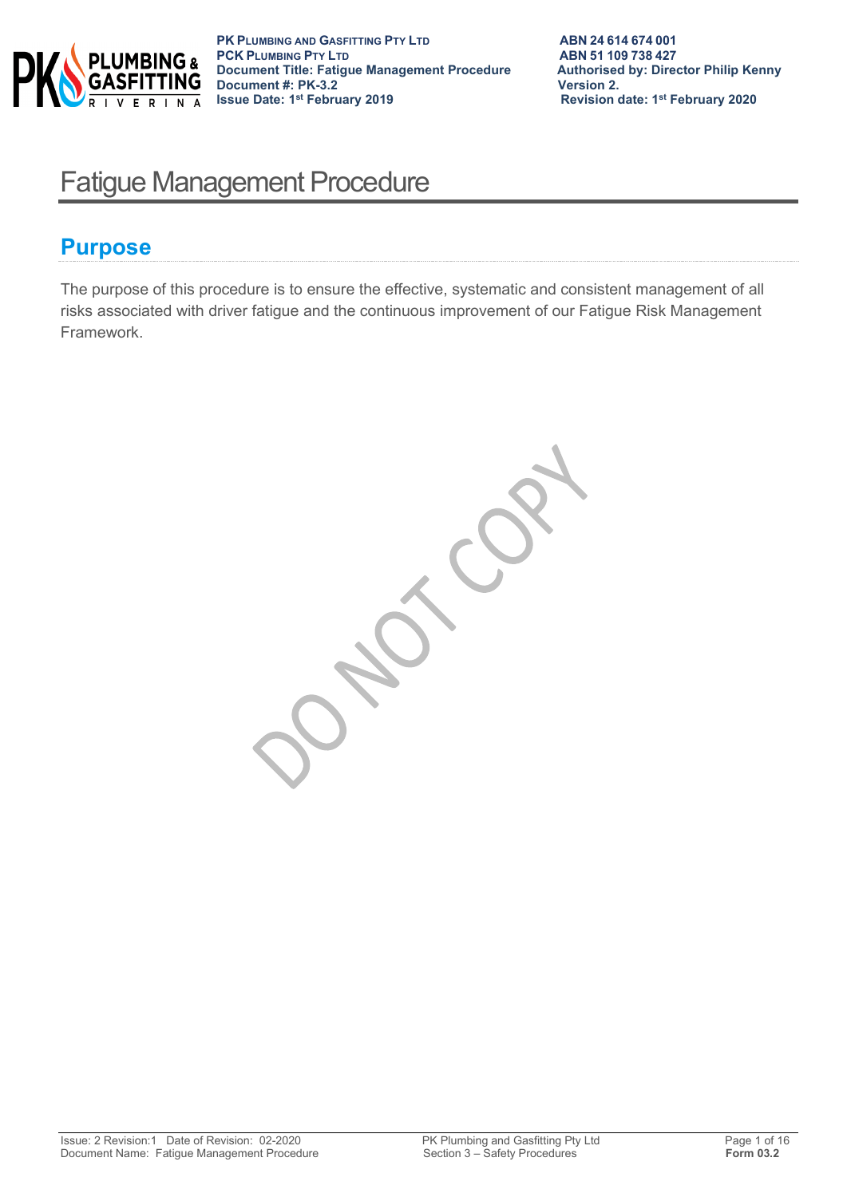# Fatigue Management Procedure

## Purpose

The purpose of this procedure is to ensure the effective, systematic and consistent management of all risks associated with driver fatigue and the continuous improvement of our Fatigue Risk Management Framework.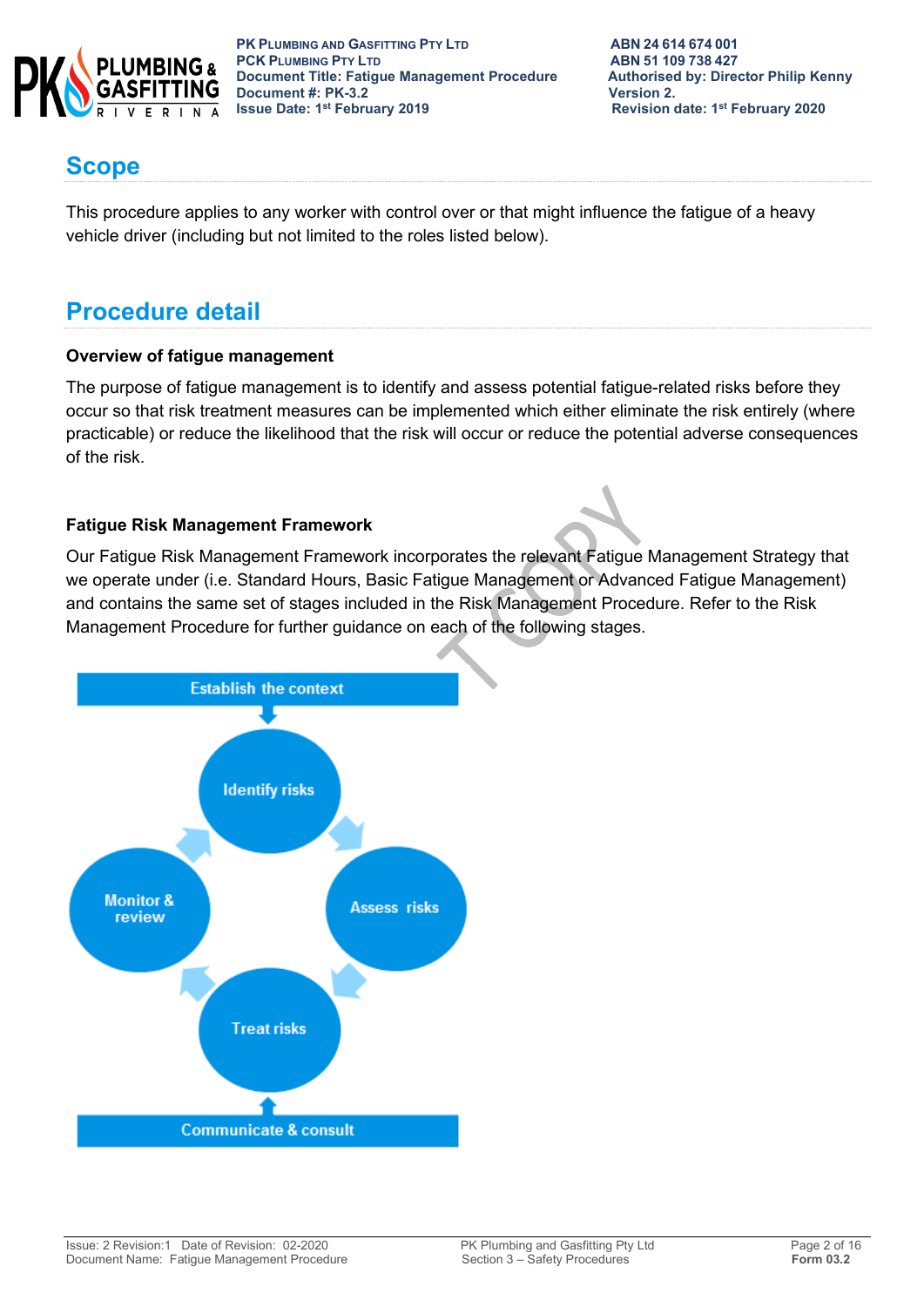## Scope

This procedure applies to any worker with control over or that might influence the fatigue of a heavy vehicle driver (including but not limited to the roles listed below).

## Procedure detail

### Overview of fatigue management

The purpose of fatigue management is to identify and assess potential fatigue-related risks before they occur so that risk treatment measures can be implemented which either eliminate the risk entirely (where practicable) or reduce the likelihood that the risk will occur or reduce the potential adverse consequences of the risk.

### Fatigue Risk Management Framework

Our Fatigue Risk Management Framework incorporates the relevant Fatigue Management Strategy that we operate under (i.e. Standard Hours, Basic Fatigue Management or Advanced Fatigue Management) and contains the same set of stages included in the Risk Management Procedure. Refer to the Risk Management Procedure for further guidance on each of the following stages.

Establish the context

Identify risks

Assess risks

Treat risks

Monitor & review

Communicate & consult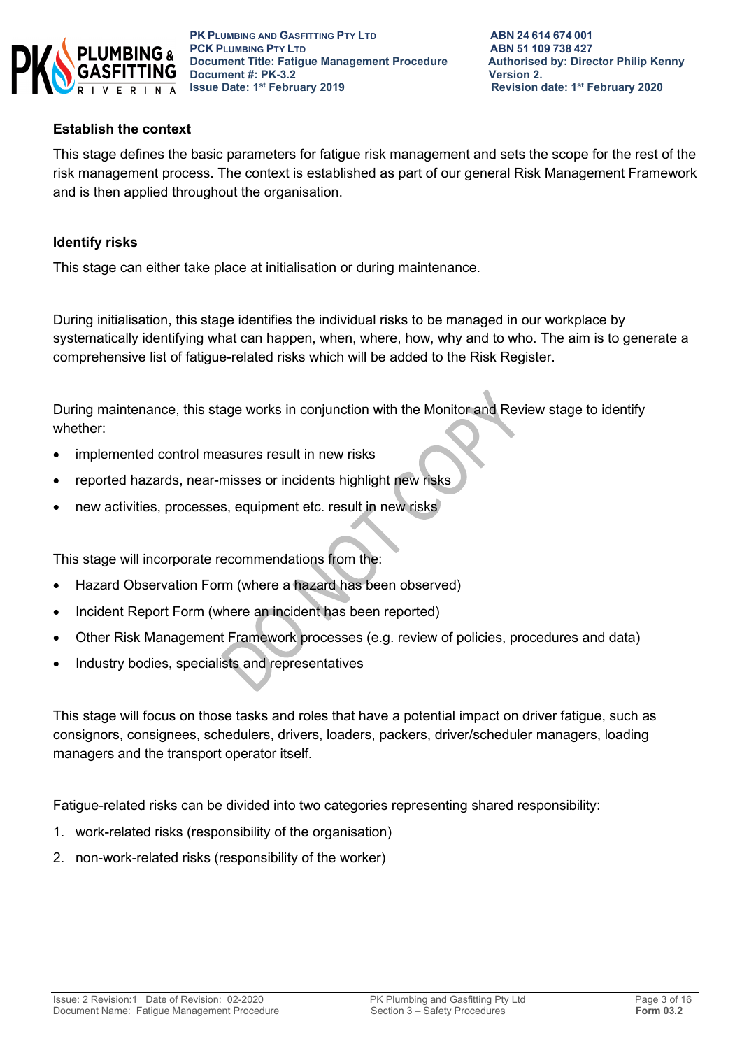**Establish the context**

This stage defines the basic parameters for fatigue risk management and sets the scope for the rest of the risk management process. The context is established as part of our general Risk Management Framework and is then applied throughout the organisation.

**Identify risks**

This stage can either take place at initialisation or during maintenance.

During initialisation, this stage identifies the individual risks to be managed in our workplace by systematically identifying what can happen, when, where, how, why and to who. The aim is to generate a comprehensive list of fatigue-related risks which will be added to the Risk Register.

During maintenance, this stage works in conjunction with the Monitor and Review stage to identify whether:

- implemented control measures result in new risks
- reported hazards, near-misses or incidents highlight new risks
- new activities, processes, equipment etc. result in new risks

This stage will incorporate recommendations from the:

- Hazard Observation Form (where a hazard has been observed)
- Incident Report Form (where an incident has been reported)
- Other Risk Management Framework processes (e.g. review of policies, procedures and data)
- Industry bodies, specialists and representatives

This stage will focus on those tasks and roles that have a potential impact on driver fatigue, such as consignors, consignees, schedulers, drivers, loaders, packers, driver/scheduler managers, loading managers and the transport operator itself.

Fatigue-related risks can be divided into two categories representing shared responsibility:

1. work-related risks (responsibility of the organisation)
2. non-work-related risks (responsibility of the worker)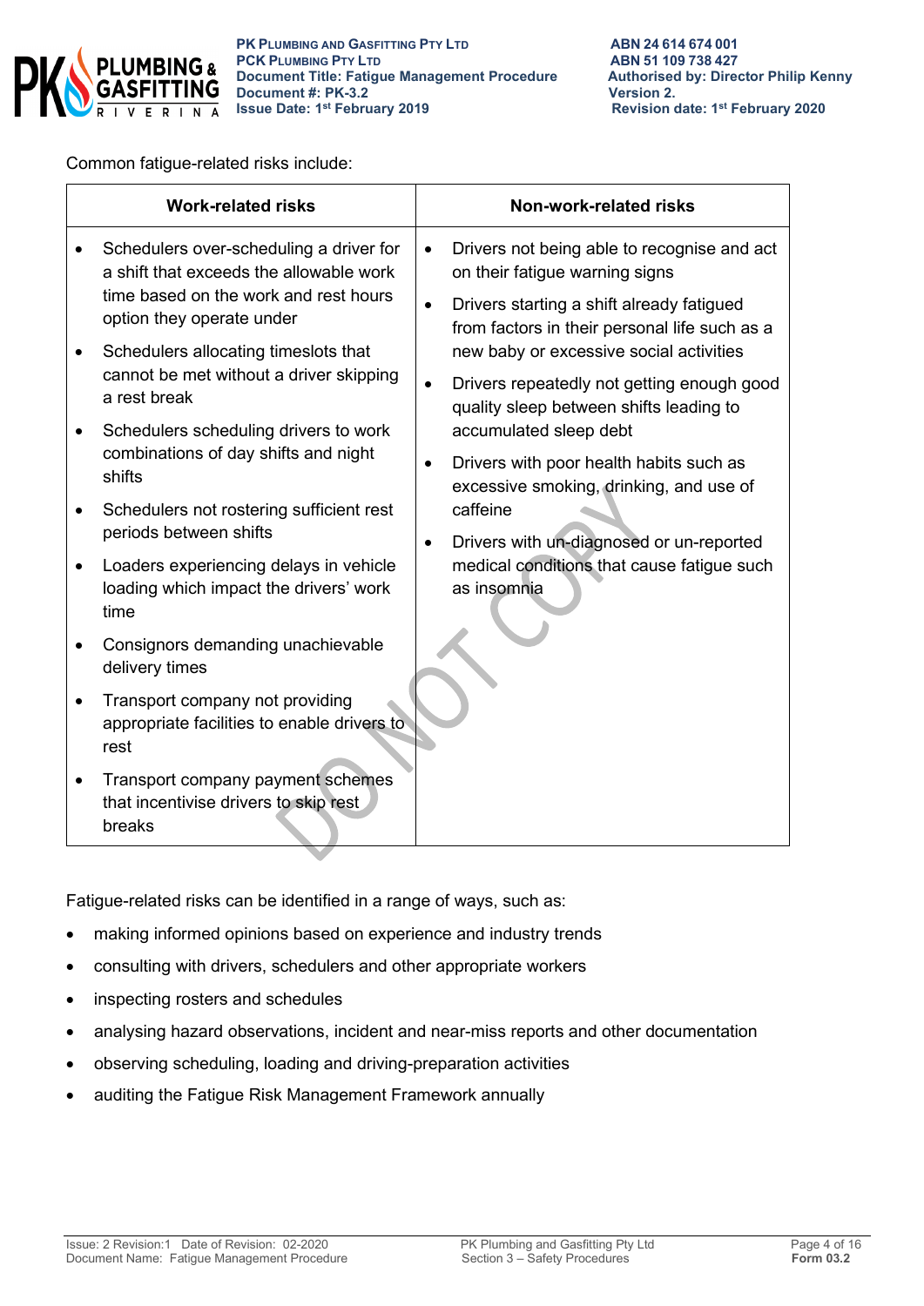Common fatigue-related risks include:

| Work-related risks | Non-work-related risks |
|---|---|
| • Schedulers over-scheduling a driver for a shift that exceeds the allowable work time based on the work and rest hours option they operate under<br>• Schedulers allocating timeslots that cannot be met without a driver skipping a rest break<br>• Schedulers scheduling drivers to work combinations of day shifts and night shifts<br>• Schedulers not rostering sufficient rest periods between shifts<br>• Loaders experiencing delays in vehicle loading which impact the drivers' work time<br>• Consignors demanding unachievable delivery times<br>• Transport company not providing appropriate facilities to enable drivers to rest<br>• Transport company payment schemes that incentivise drivers to skip rest breaks | • Drivers not being able to recognise and act on their fatigue warning signs<br>• Drivers starting a shift already fatigued from factors in their personal life such as a new baby or excessive social activities<br>• Drivers repeatedly not getting enough good quality sleep between shifts leading to accumulated sleep debt<br>• Drivers with poor health habits such as excessive smoking, drinking, and use of caffeine<br>• Drivers with un-diagnosed or un-reported medical conditions that cause fatigue such as insomnia |

Fatigue-related risks can be identified in a range of ways, such as:

- making informed opinions based on experience and industry trends
- consulting with drivers, schedulers and other appropriate workers
- inspecting rosters and schedules
- analysing hazard observations, incident and near-miss reports and other documentation
- observing scheduling, loading and driving-preparation activities
- auditing the Fatigue Risk Management Framework annually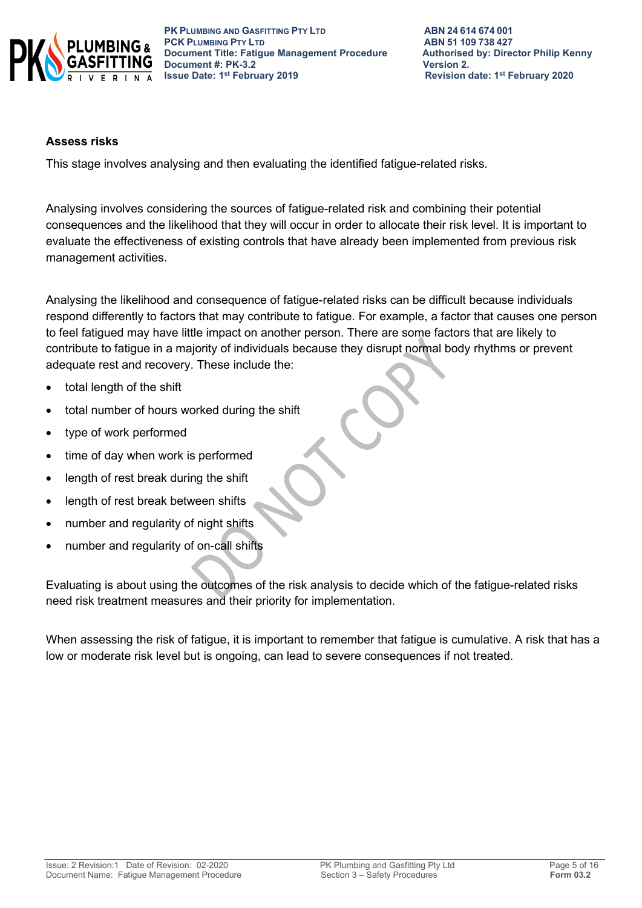### Assess risks

This stage involves analysing and then evaluating the identified fatigue-related risks.

Analysing involves considering the sources of fatigue-related risk and combining their potential consequences and the likelihood that they will occur in order to allocate their risk level. It is important to evaluate the effectiveness of existing controls that have already been implemented from previous risk management activities.

Analysing the likelihood and consequence of fatigue-related risks can be difficult because individuals respond differently to factors that may contribute to fatigue. For example, a factor that causes one person to feel fatigued may have little impact on another person. There are some factors that are likely to contribute to fatigue in a majority of individuals because they disrupt normal body rhythms or prevent adequate rest and recovery. These include the:

- total length of the shift
- total number of hours worked during the shift
- type of work performed
- time of day when work is performed
- length of rest break during the shift
- length of rest break between shifts
- number and regularity of night shifts
- number and regularity of on-call shifts

Evaluating is about using the outcomes of the risk analysis to decide which of the fatigue-related risks need risk treatment measures and their priority for implementation.

When assessing the risk of fatigue, it is important to remember that fatigue is cumulative. A risk that has a low or moderate risk level but is ongoing, can lead to severe consequences if not treated.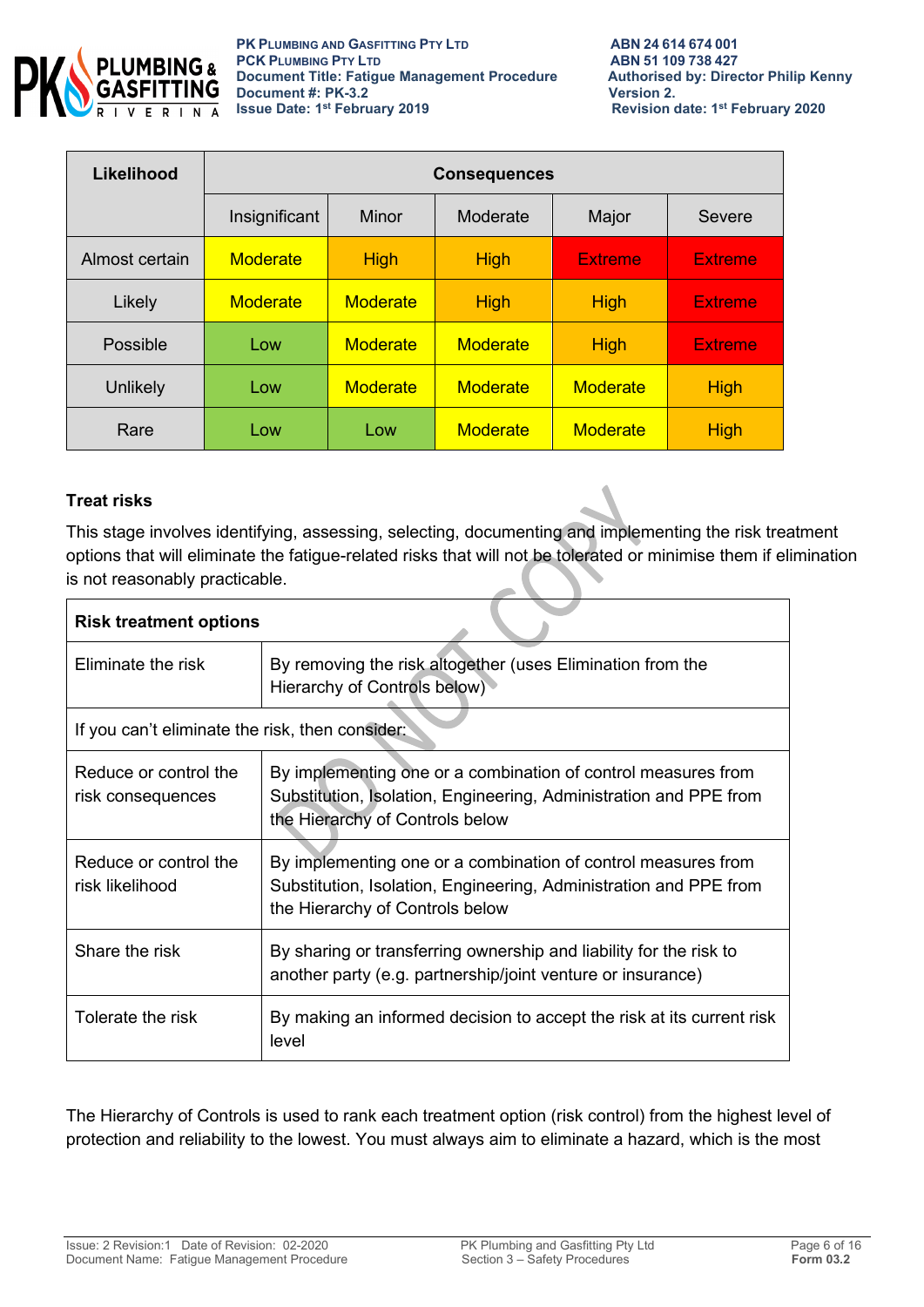| Likelihood | Consequences | | | | |
|---|---|---|---|---|---|
| | Insignificant | Minor | Moderate | Major | Severe |
| Almost certain | Moderate | High | High | Extreme | Extreme |
| Likely | Moderate | Moderate | High | High | Extreme |
| Possible | Low | Moderate | Moderate | High | Extreme |
| Unlikely | Low | Moderate | Moderate | Moderate | High |
| Rare | Low | Low | Moderate | Moderate | High |

**Treat risks**

This stage involves identifying, assessing, selecting, documenting and implementing the risk treatment options that will eliminate the fatigue-related risks that will not be tolerated or minimise them if elimination is not reasonably practicable.

| Risk treatment options | |
|---|---|
| Eliminate the risk | By removing the risk altogether (uses Elimination from the Hierarchy of Controls below) |
| If you can't eliminate the risk, then consider: | |
| Reduce or control the risk consequences | By implementing one or a combination of control measures from Substitution, Isolation, Engineering, Administration and PPE from the Hierarchy of Controls below |
| Reduce or control the risk likelihood | By implementing one or a combination of control measures from Substitution, Isolation, Engineering, Administration and PPE from the Hierarchy of Controls below |
| Share the risk | By sharing or transferring ownership and liability for the risk to another party (e.g. partnership/joint venture or insurance) |
| Tolerate the risk | By making an informed decision to accept the risk at its current risk level |

The Hierarchy of Controls is used to rank each treatment option (risk control) from the highest level of protection and reliability to the lowest. You must always aim to eliminate a hazard, which is the most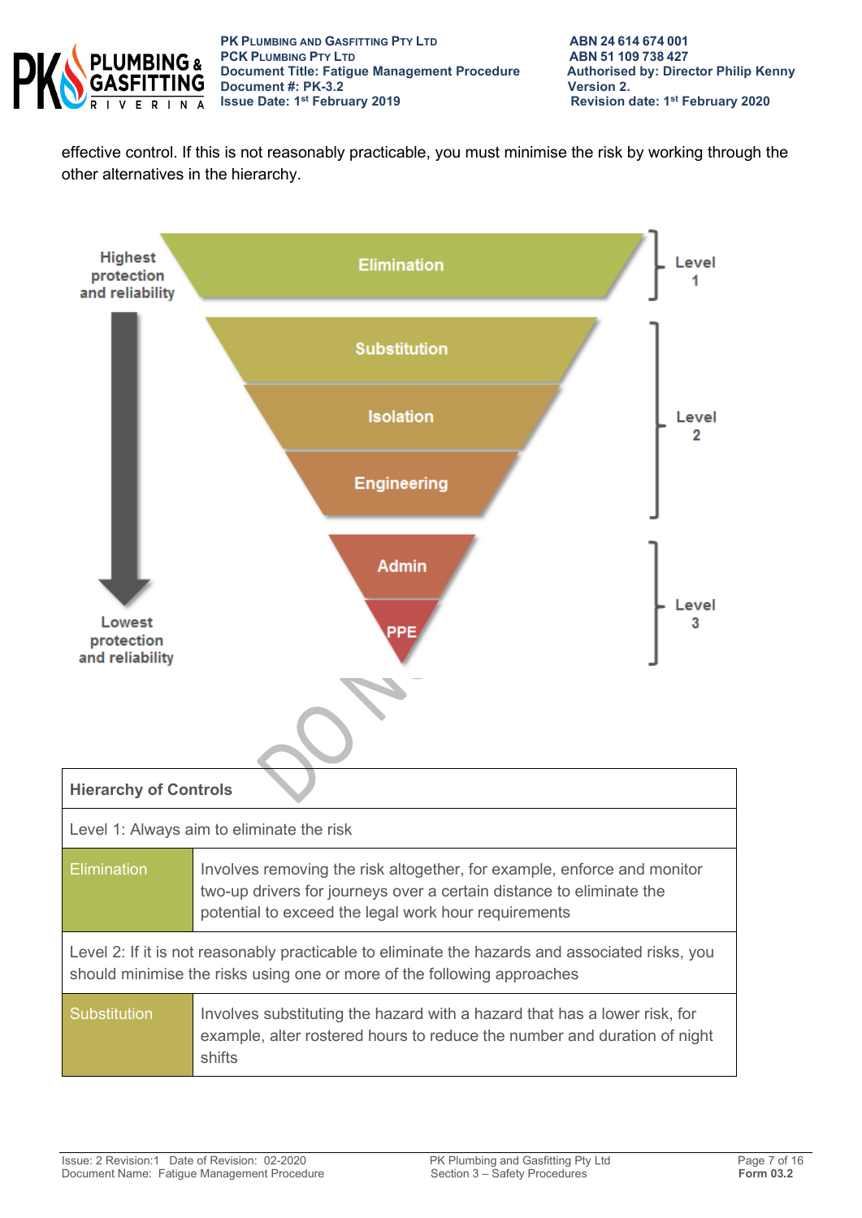effective control. If this is not reasonably practicable, you must minimise the risk by working through the other alternatives in the hierarchy.

Highest protection and reliability

Elimination — Level 1

Substitution
Isolation
Engineering — Level 2

Admin
PPE — Level 3

Lowest protection and reliability

| Hierarchy of Controls | |
|---|---|
| Level 1: Always aim to eliminate the risk | |
| Elimination | Involves removing the risk altogether, for example, enforce and monitor two-up drivers for journeys over a certain distance to eliminate the potential to exceed the legal work hour requirements |
| Level 2: If it is not reasonably practicable to eliminate the hazards and associated risks, you should minimise the risks using one or more of the following approaches | |
| Substitution | Involves substituting the hazard with a hazard that has a lower risk, for example, alter rostered hours to reduce the number and duration of night shifts |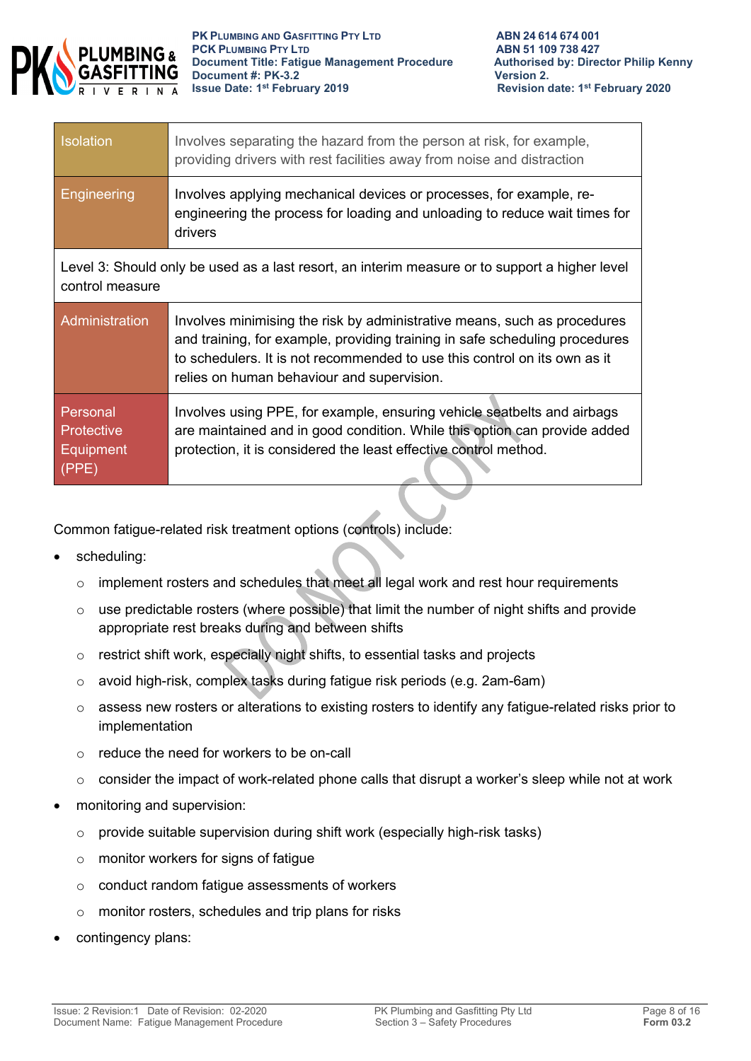| | |
|---|---|
| Isolation | Involves separating the hazard from the person at risk, for example, providing drivers with rest facilities away from noise and distraction |
| Engineering | Involves applying mechanical devices or processes, for example, re-engineering the process for loading and unloading to reduce wait times for drivers |
| Level 3: Should only be used as a last resort, an interim measure or to support a higher level control measure | |
| Administration | Involves minimising the risk by administrative means, such as procedures and training, for example, providing training in safe scheduling procedures to schedulers. It is not recommended to use this control on its own as it relies on human behaviour and supervision. |
| Personal Protective Equipment (PPE) | Involves using PPE, for example, ensuring vehicle seatbelts and airbags are maintained and in good condition. While this option can provide added protection, it is considered the least effective control method. |

Common fatigue-related risk treatment options (controls) include:

- scheduling:
  - implement rosters and schedules that meet all legal work and rest hour requirements
  - use predictable rosters (where possible) that limit the number of night shifts and provide appropriate rest breaks during and between shifts
  - restrict shift work, especially night shifts, to essential tasks and projects
  - avoid high-risk, complex tasks during fatigue risk periods (e.g. 2am-6am)
  - assess new rosters or alterations to existing rosters to identify any fatigue-related risks prior to implementation
  - reduce the need for workers to be on-call
  - consider the impact of work-related phone calls that disrupt a worker's sleep while not at work
- monitoring and supervision:
  - provide suitable supervision during shift work (especially high-risk tasks)
  - monitor workers for signs of fatigue
  - conduct random fatigue assessments of workers
  - monitor rosters, schedules and trip plans for risks
- contingency plans: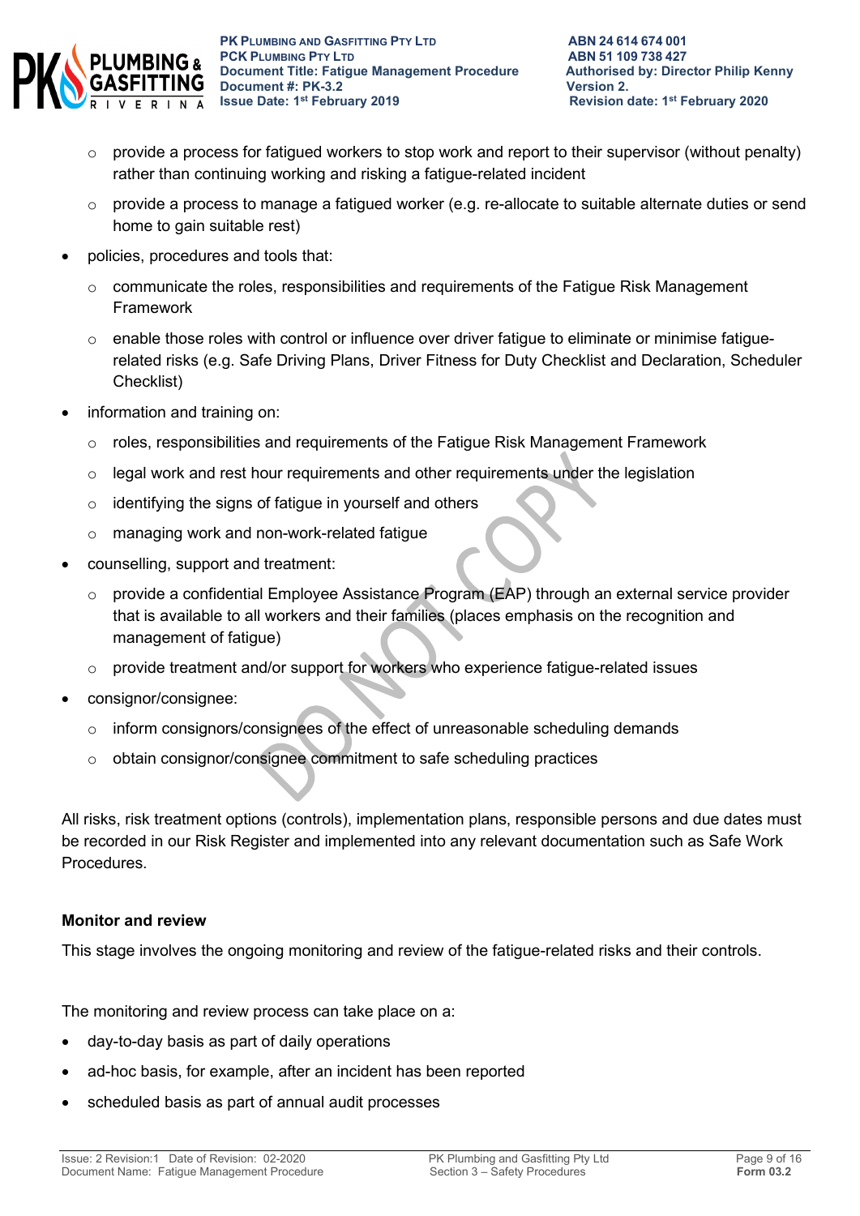- provide a process for fatigued workers to stop work and report to their supervisor (without penalty) rather than continuing working and risking a fatigue-related incident
    - provide a process to manage a fatigued worker (e.g. re-allocate to suitable alternate duties or send home to gain suitable rest)
- policies, procedures and tools that:
    - communicate the roles, responsibilities and requirements of the Fatigue Risk Management Framework
    - enable those roles with control or influence over driver fatigue to eliminate or minimise fatigue-related risks (e.g. Safe Driving Plans, Driver Fitness for Duty Checklist and Declaration, Scheduler Checklist)
- information and training on:
    - roles, responsibilities and requirements of the Fatigue Risk Management Framework
    - legal work and rest hour requirements and other requirements under the legislation
    - identifying the signs of fatigue in yourself and others
    - managing work and non-work-related fatigue
- counselling, support and treatment:
    - provide a confidential Employee Assistance Program (EAP) through an external service provider that is available to all workers and their families (places emphasis on the recognition and management of fatigue)
    - provide treatment and/or support for workers who experience fatigue-related issues
- consignor/consignee:
    - inform consignors/consignees of the effect of unreasonable scheduling demands
    - obtain consignor/consignee commitment to safe scheduling practices

All risks, risk treatment options (controls), implementation plans, responsible persons and due dates must be recorded in our Risk Register and implemented into any relevant documentation such as Safe Work Procedures.

**Monitor and review**

This stage involves the ongoing monitoring and review of the fatigue-related risks and their controls.

The monitoring and review process can take place on a:

- day-to-day basis as part of daily operations
- ad-hoc basis, for example, after an incident has been reported
- scheduled basis as part of annual audit processes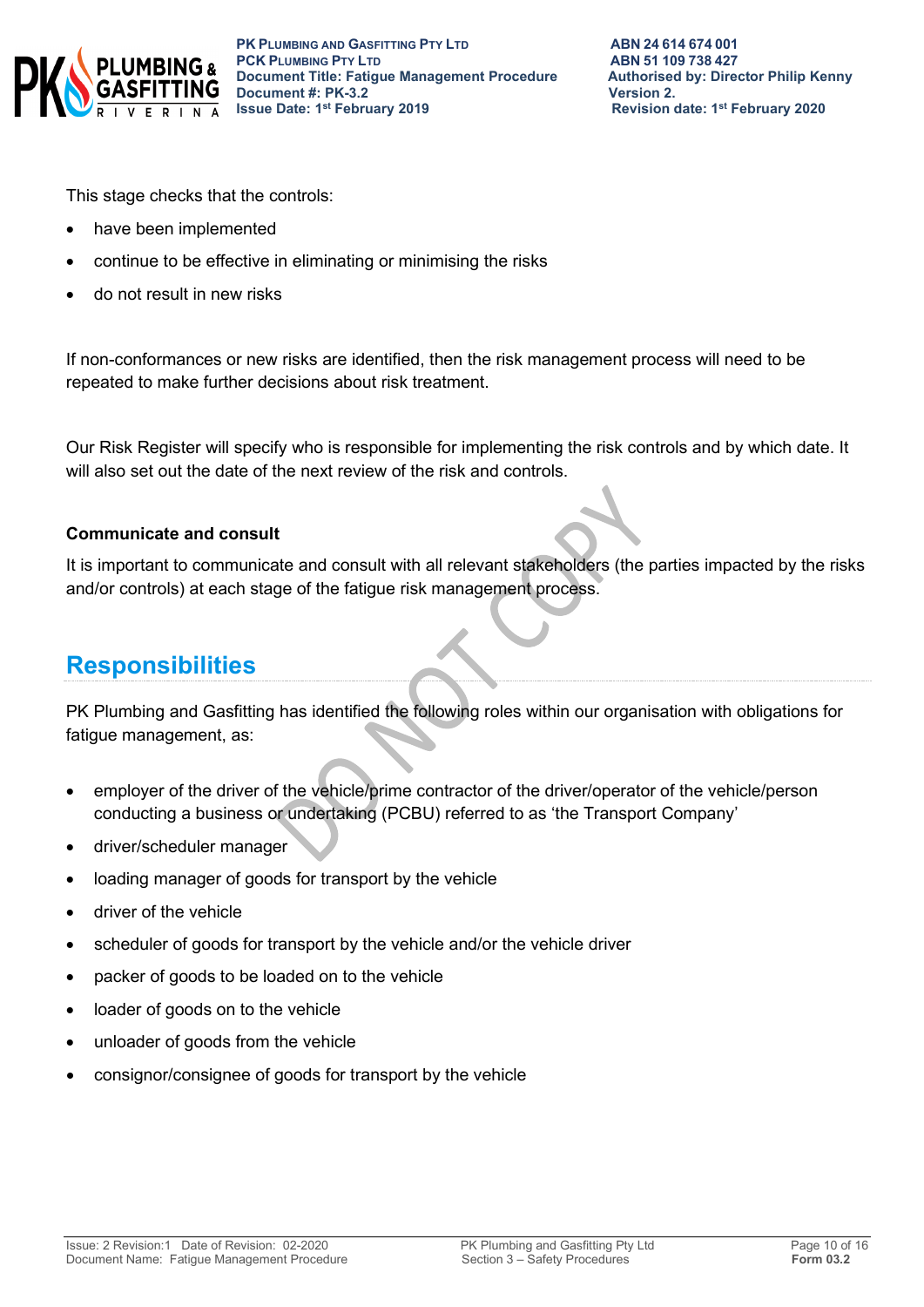This stage checks that the controls:

- have been implemented
- continue to be effective in eliminating or minimising the risks
- do not result in new risks

If non-conformances or new risks are identified, then the risk management process will need to be repeated to make further decisions about risk treatment.

Our Risk Register will specify who is responsible for implementing the risk controls and by which date. It will also set out the date of the next review of the risk and controls.

**Communicate and consult**

It is important to communicate and consult with all relevant stakeholders (the parties impacted by the risks and/or controls) at each stage of the fatigue risk management process.

## Responsibilities

PK Plumbing and Gasfitting has identified the following roles within our organisation with obligations for fatigue management, as:

- employer of the driver of the vehicle/prime contractor of the driver/operator of the vehicle/person conducting a business or undertaking (PCBU) referred to as 'the Transport Company'
- driver/scheduler manager
- loading manager of goods for transport by the vehicle
- driver of the vehicle
- scheduler of goods for transport by the vehicle and/or the vehicle driver
- packer of goods to be loaded on to the vehicle
- loader of goods on to the vehicle
- unloader of goods from the vehicle
- consignor/consignee of goods for transport by the vehicle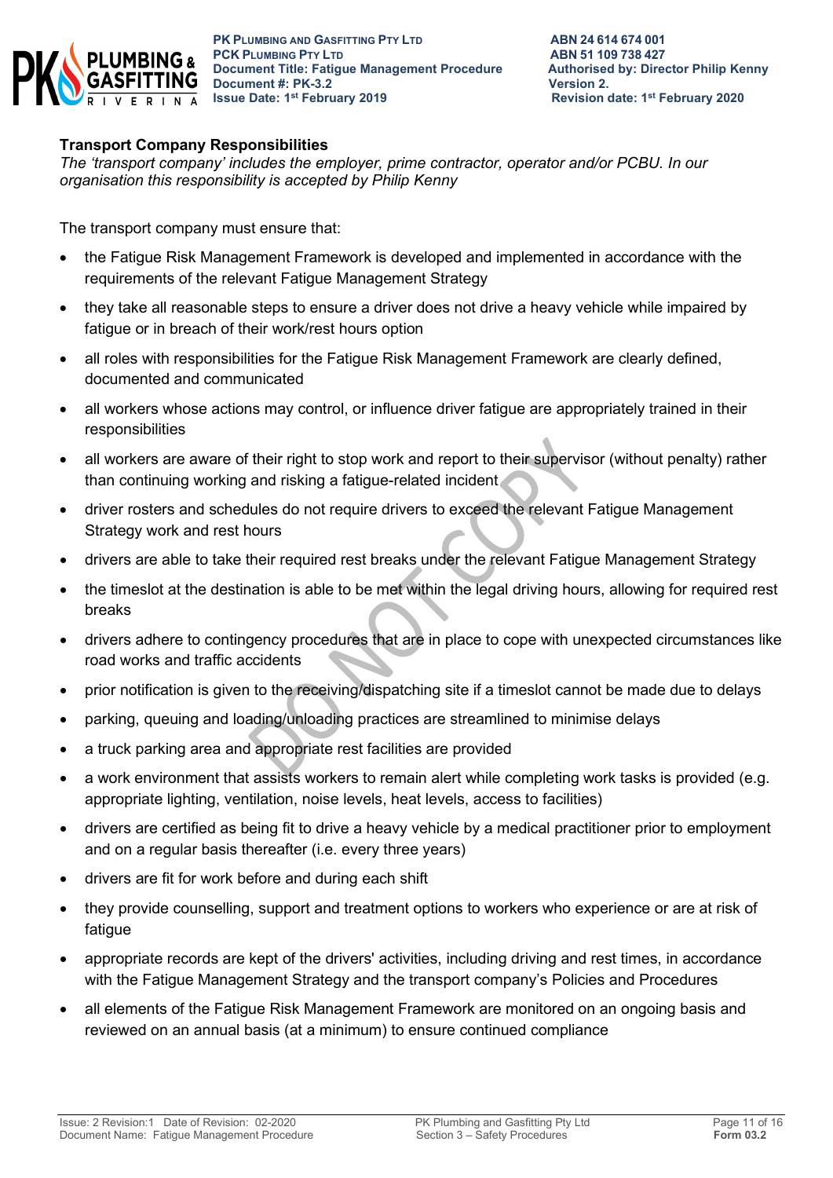**Transport Company Responsibilities**

*The 'transport company' includes the employer, prime contractor, operator and/or PCBU. In our organisation this responsibility is accepted by Philip Kenny*

The transport company must ensure that:

- the Fatigue Risk Management Framework is developed and implemented in accordance with the requirements of the relevant Fatigue Management Strategy
- they take all reasonable steps to ensure a driver does not drive a heavy vehicle while impaired by fatigue or in breach of their work/rest hours option
- all roles with responsibilities for the Fatigue Risk Management Framework are clearly defined, documented and communicated
- all workers whose actions may control, or influence driver fatigue are appropriately trained in their responsibilities
- all workers are aware of their right to stop work and report to their supervisor (without penalty) rather than continuing working and risking a fatigue-related incident
- driver rosters and schedules do not require drivers to exceed the relevant Fatigue Management Strategy work and rest hours
- drivers are able to take their required rest breaks under the relevant Fatigue Management Strategy
- the timeslot at the destination is able to be met within the legal driving hours, allowing for required rest breaks
- drivers adhere to contingency procedures that are in place to cope with unexpected circumstances like road works and traffic accidents
- prior notification is given to the receiving/dispatching site if a timeslot cannot be made due to delays
- parking, queuing and loading/unloading practices are streamlined to minimise delays
- a truck parking area and appropriate rest facilities are provided
- a work environment that assists workers to remain alert while completing work tasks is provided (e.g. appropriate lighting, ventilation, noise levels, heat levels, access to facilities)
- drivers are certified as being fit to drive a heavy vehicle by a medical practitioner prior to employment and on a regular basis thereafter (i.e. every three years)
- drivers are fit for work before and during each shift
- they provide counselling, support and treatment options to workers who experience or are at risk of fatigue
- appropriate records are kept of the drivers' activities, including driving and rest times, in accordance with the Fatigue Management Strategy and the transport company's Policies and Procedures
- all elements of the Fatigue Risk Management Framework are monitored on an ongoing basis and reviewed on an annual basis (at a minimum) to ensure continued compliance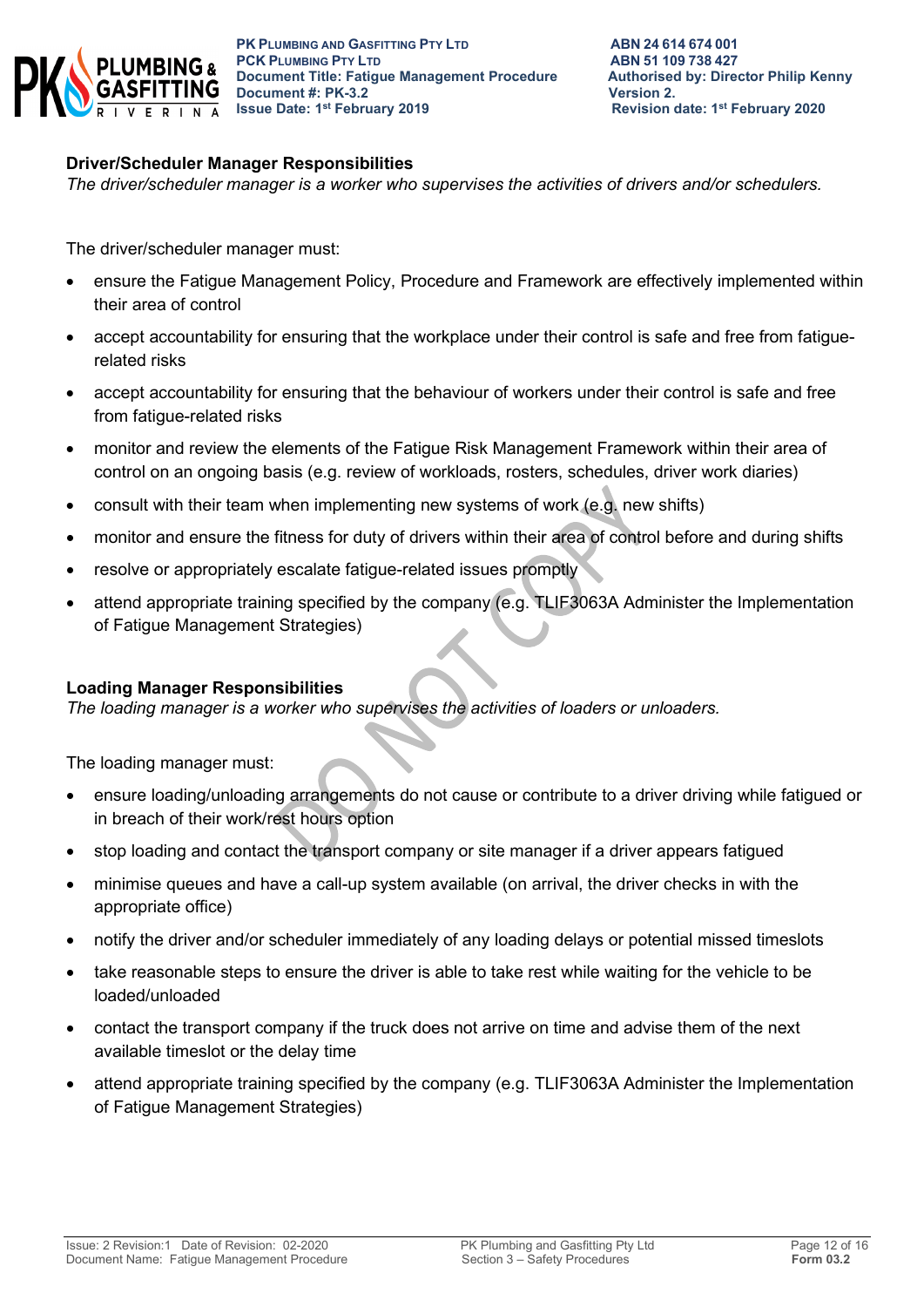**Driver/Scheduler Manager Responsibilities**

*The driver/scheduler manager is a worker who supervises the activities of drivers and/or schedulers.*

The driver/scheduler manager must:

- ensure the Fatigue Management Policy, Procedure and Framework are effectively implemented within their area of control
- accept accountability for ensuring that the workplace under their control is safe and free from fatigue-related risks
- accept accountability for ensuring that the behaviour of workers under their control is safe and free from fatigue-related risks
- monitor and review the elements of the Fatigue Risk Management Framework within their area of control on an ongoing basis (e.g. review of workloads, rosters, schedules, driver work diaries)
- consult with their team when implementing new systems of work (e.g. new shifts)
- monitor and ensure the fitness for duty of drivers within their area of control before and during shifts
- resolve or appropriately escalate fatigue-related issues promptly
- attend appropriate training specified by the company (e.g. TLIF3063A Administer the Implementation of Fatigue Management Strategies)

**Loading Manager Responsibilities**

*The loading manager is a worker who supervises the activities of loaders or unloaders.*

The loading manager must:

- ensure loading/unloading arrangements do not cause or contribute to a driver driving while fatigued or in breach of their work/rest hours option
- stop loading and contact the transport company or site manager if a driver appears fatigued
- minimise queues and have a call-up system available (on arrival, the driver checks in with the appropriate office)
- notify the driver and/or scheduler immediately of any loading delays or potential missed timeslots
- take reasonable steps to ensure the driver is able to take rest while waiting for the vehicle to be loaded/unloaded
- contact the transport company if the truck does not arrive on time and advise them of the next available timeslot or the delay time
- attend appropriate training specified by the company (e.g. TLIF3063A Administer the Implementation of Fatigue Management Strategies)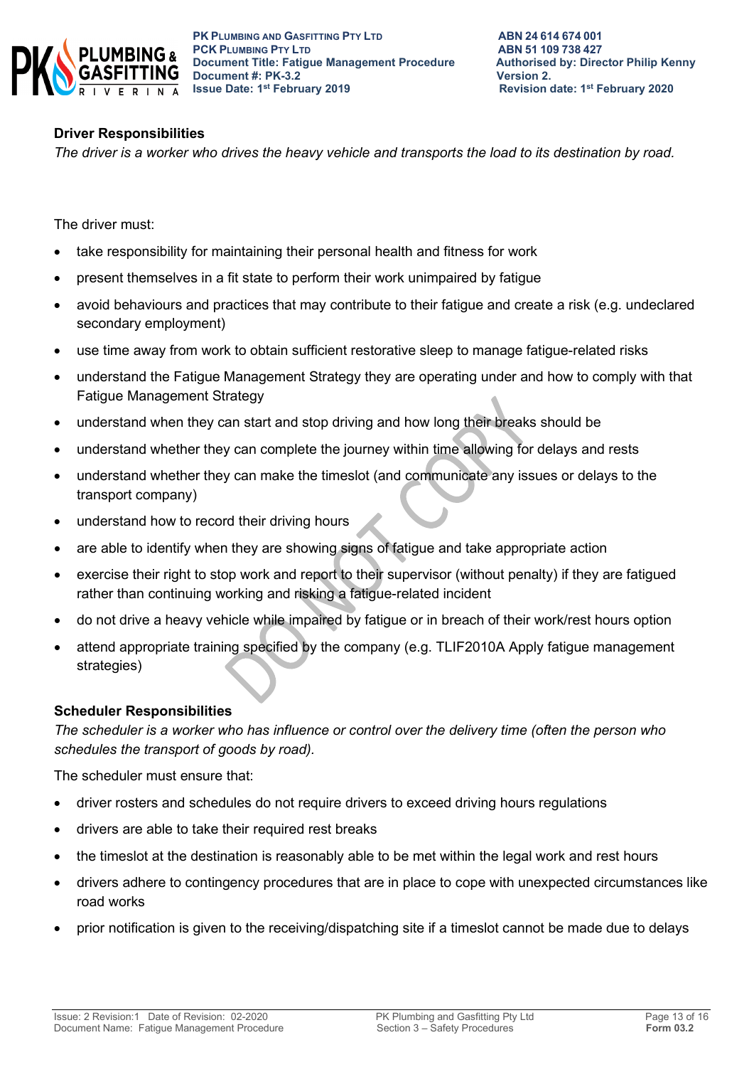### Driver Responsibilities

*The driver is a worker who drives the heavy vehicle and transports the load to its destination by road.*

The driver must:

- take responsibility for maintaining their personal health and fitness for work
- present themselves in a fit state to perform their work unimpaired by fatigue
- avoid behaviours and practices that may contribute to their fatigue and create a risk (e.g. undeclared secondary employment)
- use time away from work to obtain sufficient restorative sleep to manage fatigue-related risks
- understand the Fatigue Management Strategy they are operating under and how to comply with that Fatigue Management Strategy
- understand when they can start and stop driving and how long their breaks should be
- understand whether they can complete the journey within time allowing for delays and rests
- understand whether they can make the timeslot (and communicate any issues or delays to the transport company)
- understand how to record their driving hours
- are able to identify when they are showing signs of fatigue and take appropriate action
- exercise their right to stop work and report to their supervisor (without penalty) if they are fatigued rather than continuing working and risking a fatigue-related incident
- do not drive a heavy vehicle while impaired by fatigue or in breach of their work/rest hours option
- attend appropriate training specified by the company (e.g. TLIF2010A Apply fatigue management strategies)

### Scheduler Responsibilities

*The scheduler is a worker who has influence or control over the delivery time (often the person who schedules the transport of goods by road).*

The scheduler must ensure that:

- driver rosters and schedules do not require drivers to exceed driving hours regulations
- drivers are able to take their required rest breaks
- the timeslot at the destination is reasonably able to be met within the legal work and rest hours
- drivers adhere to contingency procedures that are in place to cope with unexpected circumstances like road works
- prior notification is given to the receiving/dispatching site if a timeslot cannot be made due to delays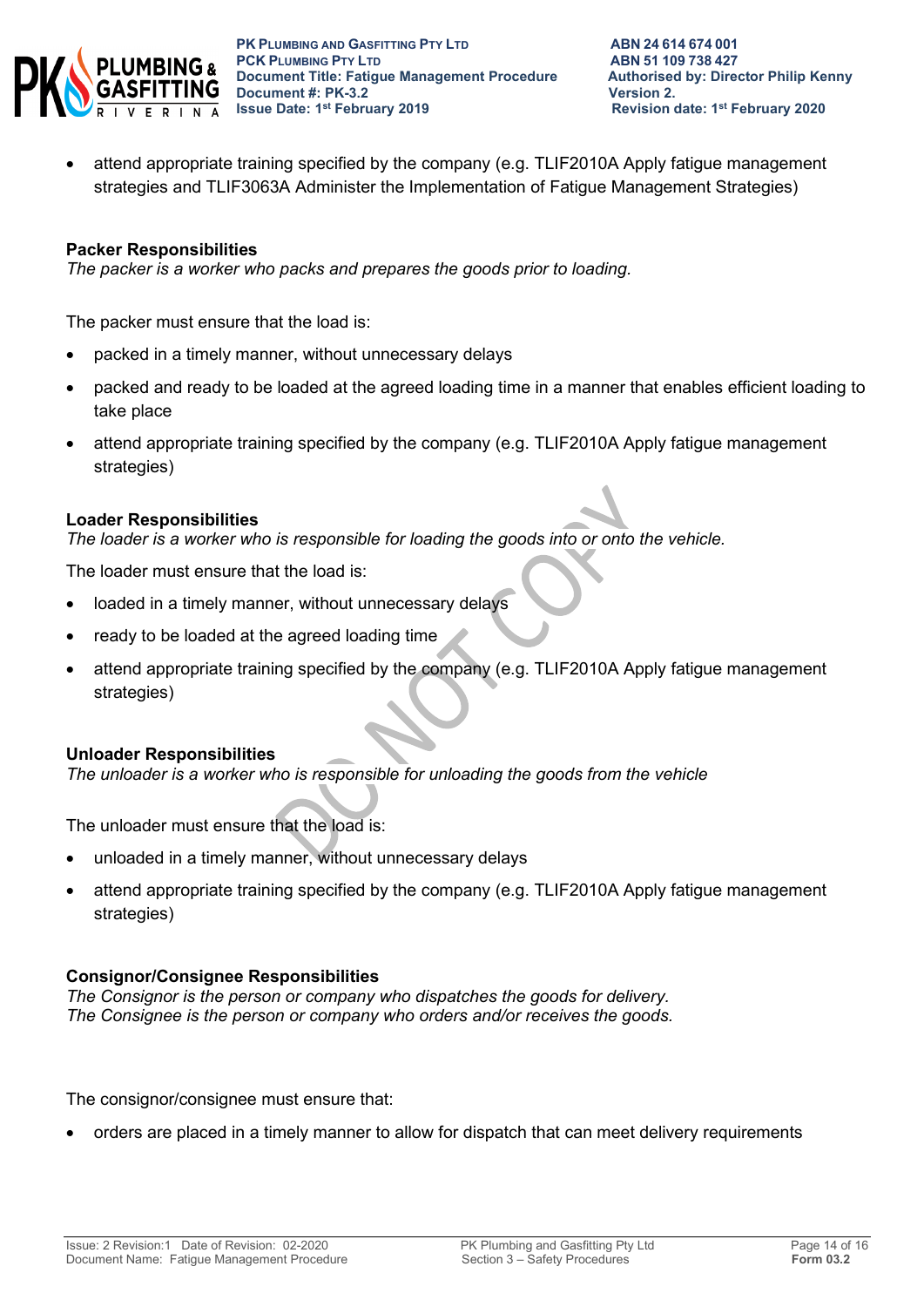- attend appropriate training specified by the company (e.g. TLIF2010A Apply fatigue management strategies and TLIF3063A Administer the Implementation of Fatigue Management Strategies)

**Packer Responsibilities**
*The packer is a worker who packs and prepares the goods prior to loading.*

The packer must ensure that the load is:

- packed in a timely manner, without unnecessary delays
- packed and ready to be loaded at the agreed loading time in a manner that enables efficient loading to take place
- attend appropriate training specified by the company (e.g. TLIF2010A Apply fatigue management strategies)

**Loader Responsibilities**
*The loader is a worker who is responsible for loading the goods into or onto the vehicle.*

The loader must ensure that the load is:

- loaded in a timely manner, without unnecessary delays
- ready to be loaded at the agreed loading time
- attend appropriate training specified by the company (e.g. TLIF2010A Apply fatigue management strategies)

**Unloader Responsibilities**
*The unloader is a worker who is responsible for unloading the goods from the vehicle*

The unloader must ensure that the load is:

- unloaded in a timely manner, without unnecessary delays
- attend appropriate training specified by the company (e.g. TLIF2010A Apply fatigue management strategies)

**Consignor/Consignee Responsibilities**
*The Consignor is the person or company who dispatches the goods for delivery.*
*The Consignee is the person or company who orders and/or receives the goods.*

The consignor/consignee must ensure that:

- orders are placed in a timely manner to allow for dispatch that can meet delivery requirements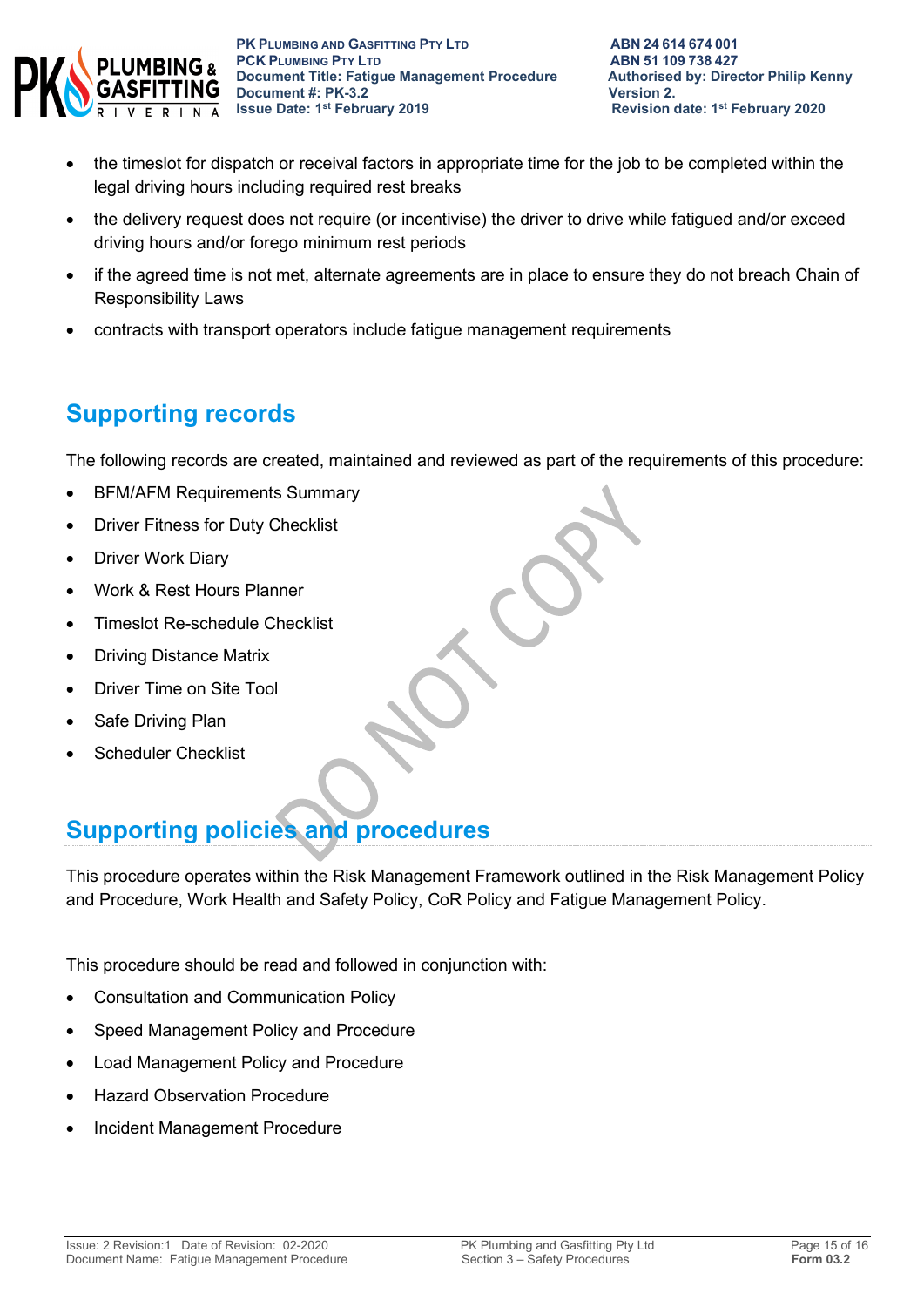- the timeslot for dispatch or receival factors in appropriate time for the job to be completed within the legal driving hours including required rest breaks
- the delivery request does not require (or incentivise) the driver to drive while fatigued and/or exceed driving hours and/or forego minimum rest periods
- if the agreed time is not met, alternate agreements are in place to ensure they do not breach Chain of Responsibility Laws
- contracts with transport operators include fatigue management requirements

## Supporting records

The following records are created, maintained and reviewed as part of the requirements of this procedure:

- BFM/AFM Requirements Summary
- Driver Fitness for Duty Checklist
- Driver Work Diary
- Work & Rest Hours Planner
- Timeslot Re-schedule Checklist
- Driving Distance Matrix
- Driver Time on Site Tool
- Safe Driving Plan
- Scheduler Checklist

## Supporting policies and procedures

This procedure operates within the Risk Management Framework outlined in the Risk Management Policy and Procedure, Work Health and Safety Policy, CoR Policy and Fatigue Management Policy.

This procedure should be read and followed in conjunction with:

- Consultation and Communication Policy
- Speed Management Policy and Procedure
- Load Management Policy and Procedure
- Hazard Observation Procedure
- Incident Management Procedure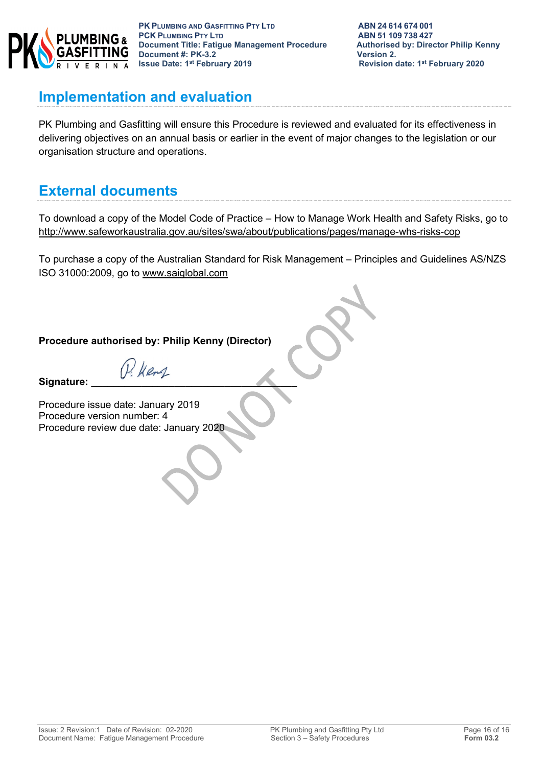## Implementation and evaluation

PK Plumbing and Gasfitting will ensure this Procedure is reviewed and evaluated for its effectiveness in delivering objectives on an annual basis or earlier in the event of major changes to the legislation or our organisation structure and operations.

## External documents

To download a copy of the Model Code of Practice – How to Manage Work Health and Safety Risks, go to http://www.safeworkaustralia.gov.au/sites/swa/about/publications/pages/manage-whs-risks-cop

To purchase a copy of the Australian Standard for Risk Management – Principles and Guidelines AS/NZS ISO 31000:2009, go to www.saiglobal.com

**Procedure authorised by: Philip Kenny (Director)**

**Signature:** P. Kenny ____________________________________

Procedure issue date: January 2019
Procedure version number: 4
Procedure review due date: January 2020